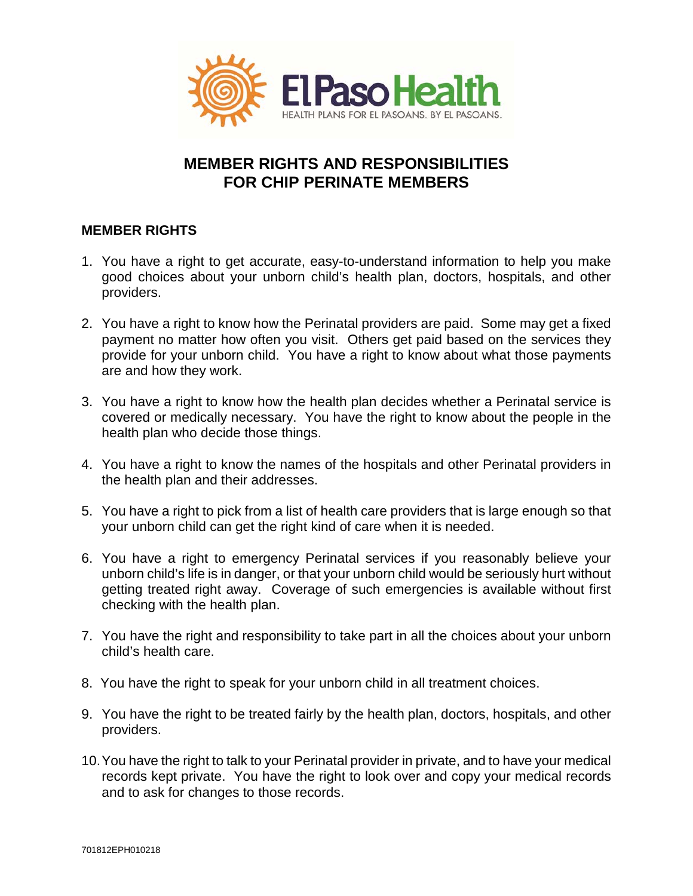# MEMBER RIGHTS AND RESPONSIBILITIES FOR CHIP PERINATE MEMBERS

## MEMBER RIGHTS

1. You have a right to get accurate, easy-to-understand information to help you make good choices about your unborn child's health plan, doctors, hospitals, and other providers.

2. You have a right to know how the Perinatal providers are paid. Some may get a fixed payment no matter how often you visit. Others get paid based on the services they provide for your unborn child. You have a right to know about what those payments are and how they work.

3. You have a right to know how the health plan decides whether a Perinatal service is covered or medically necessary. You have the right to know about the people in the health plan who decide those things.

4. You have a right to know the names of the hospitals and other Perinatal providers in the health plan and their addresses.

5. You have a right to pick from a list of health care providers that is large enough so that your unborn child can get the right kind of care when it is needed.

6. You have a right to emergency Perinatal services if you reasonably believe your unborn child's life is in danger, or that your unborn child would be seriously hurt without getting treated right away. Coverage of such emergencies is available without first checking with the health plan.

7. You have the right and responsibility to take part in all the choices about your unborn child's health care.

8. You have the right to speak for your unborn child in all treatment choices.

9. You have the right to be treated fairly by the health plan, doctors, hospitals, and other providers.

10. You have the right to talk to your Perinatal provider in private, and to have your medical records kept private. You have the right to look over and copy your medical records and to ask for changes to those records.

701812EPH010218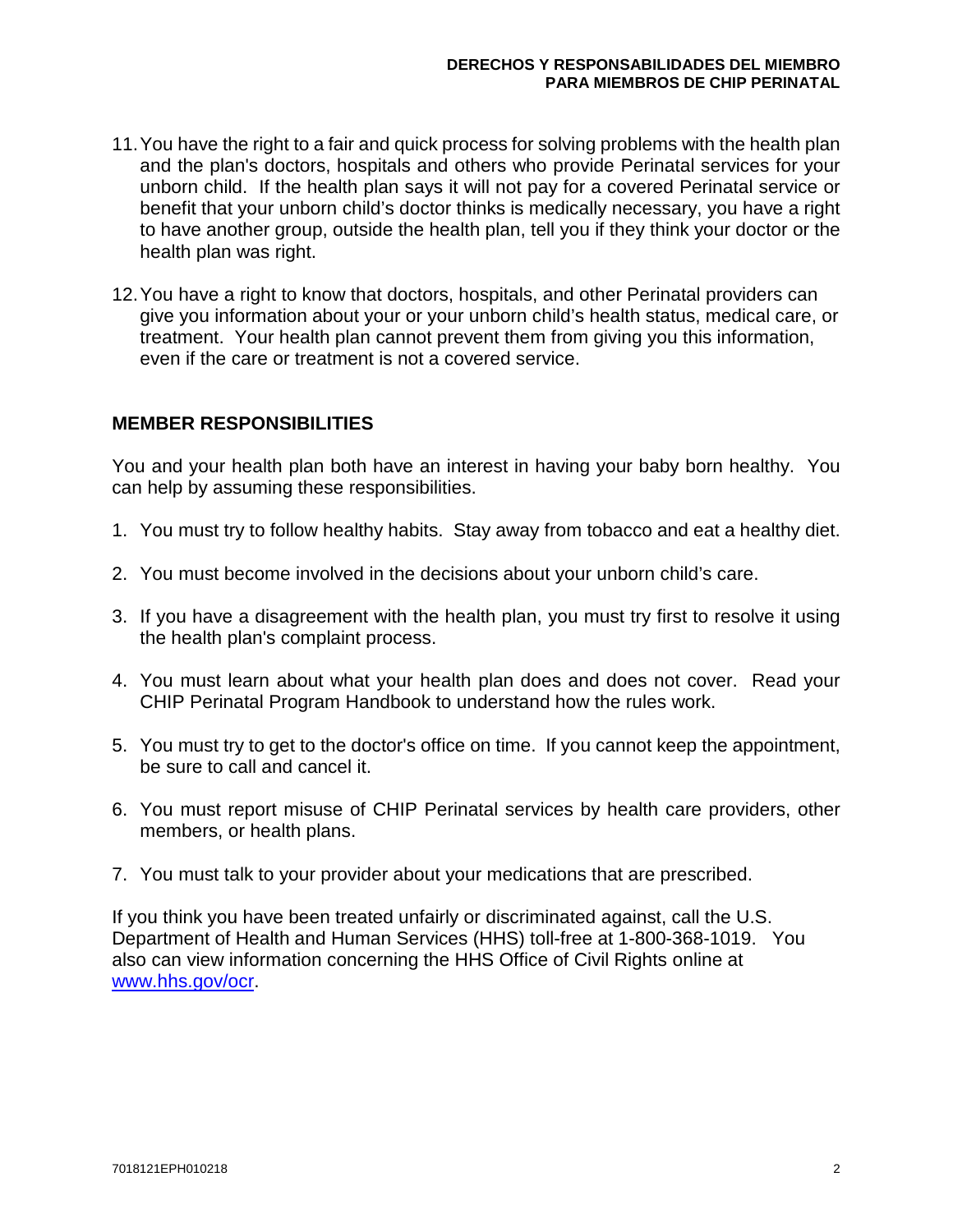11. You have the right to a fair and quick process for solving problems with the health plan and the plan's doctors, hospitals and others who provide Perinatal services for your unborn child. If the health plan says it will not pay for a covered Perinatal service or benefit that your unborn child's doctor thinks is medically necessary, you have a right to have another group, outside the health plan, tell you if they think your doctor or the health plan was right.

12. You have a right to know that doctors, hospitals, and other Perinatal providers can give you information about your or your unborn child's health status, medical care, or treatment. Your health plan cannot prevent them from giving you this information, even if the care or treatment is not a covered service.

## MEMBER RESPONSIBILITIES

You and your health plan both have an interest in having your baby born healthy. You can help by assuming these responsibilities.

1. You must try to follow healthy habits. Stay away from tobacco and eat a healthy diet.

2. You must become involved in the decisions about your unborn child's care.

3. If you have a disagreement with the health plan, you must try first to resolve it using the health plan's complaint process.

4. You must learn about what your health plan does and does not cover. Read your CHIP Perinatal Program Handbook to understand how the rules work.

5. You must try to get to the doctor's office on time. If you cannot keep the appointment, be sure to call and cancel it.

6. You must report misuse of CHIP Perinatal services by health care providers, other members, or health plans.

7. You must talk to your provider about your medications that are prescribed.

If you think you have been treated unfairly or discriminated against, call the U.S. Department of Health and Human Services (HHS) toll-free at 1-800-368-1019. You also can view information concerning the HHS Office of Civil Rights online at [www.hhs.gov/ocr](http://www.hhs.gov/ocr).